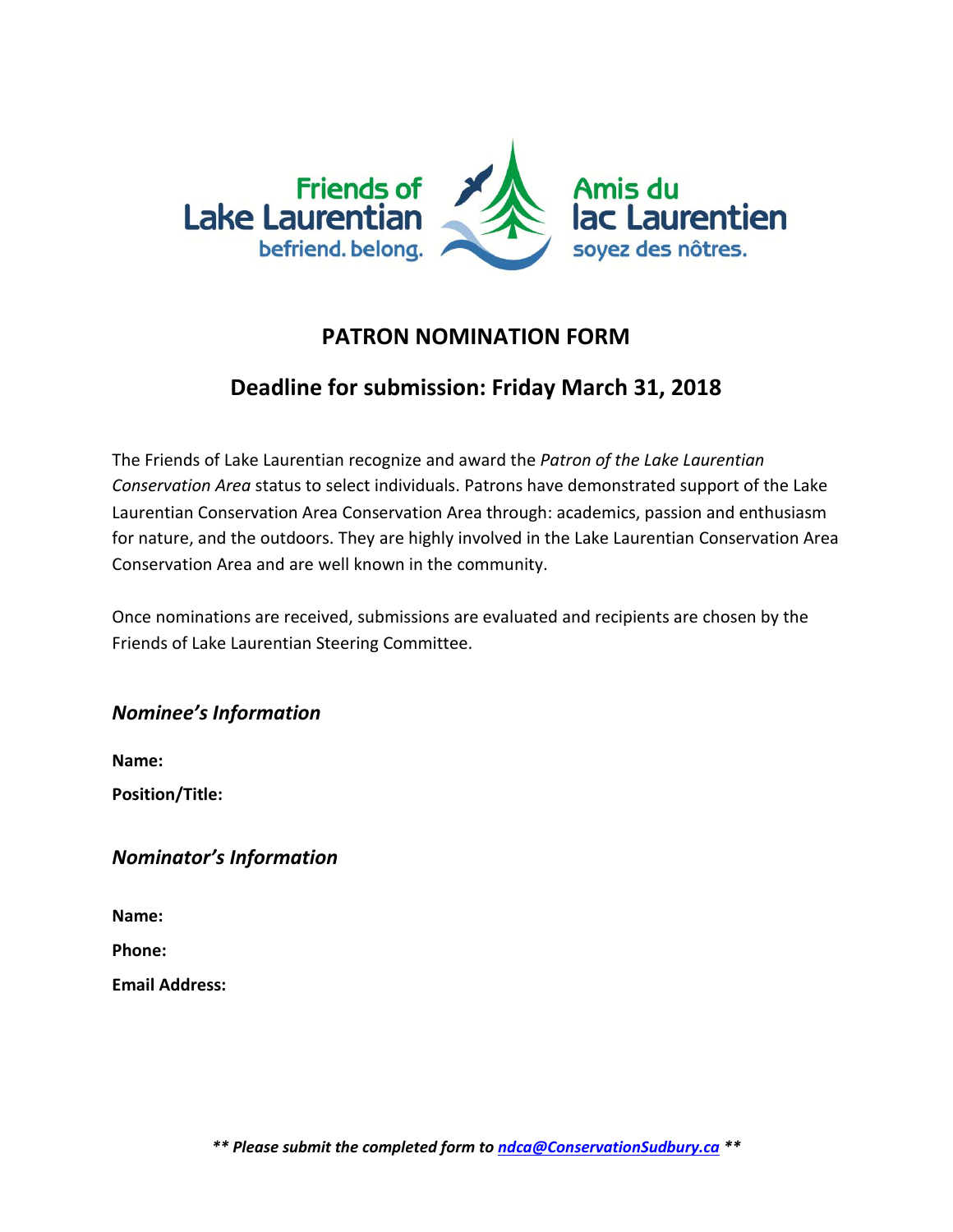Friends of
Lake Laurentian
befriend. belong.

Amis du
lac Laurentien
soyez des nôtres.

# PATRON NOMINATION FORM

## Deadline for submission: Friday March 31, 2018

The Friends of Lake Laurentian recognize and award the *Patron of the Lake Laurentian Conservation Area* status to select individuals. Patrons have demonstrated support of the Lake Laurentian Conservation Area Conservation Area through: academics, passion and enthusiasm for nature, and the outdoors. They are highly involved in the Lake Laurentian Conservation Area Conservation Area and are well known in the community.

Once nominations are received, submissions are evaluated and recipients are chosen by the Friends of Lake Laurentian Steering Committee.

### *Nominee's Information*

**Name:**

**Position/Title:**

### *Nominator's Information*

**Name:**

**Phone:**

**Email Address:**

***** Please submit the completed form to [ndca@ConservationSudbury.ca](mailto:ndca@ConservationSudbury.ca) *****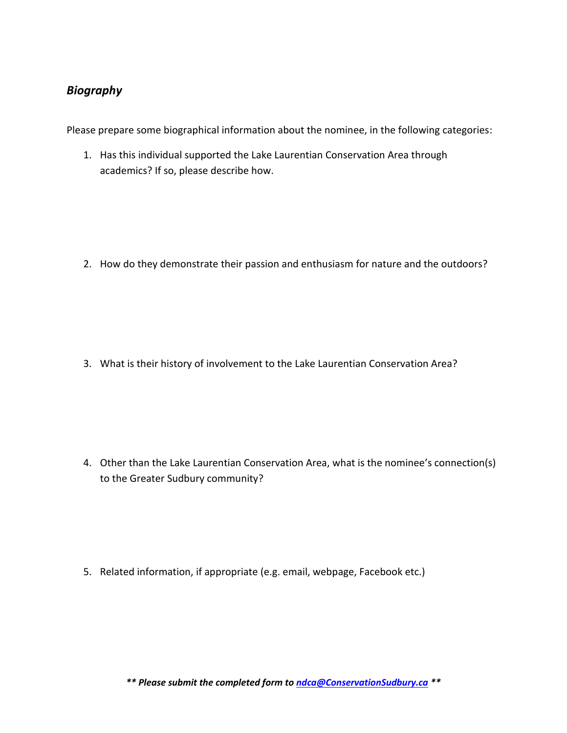### *Biography*

Please prepare some biographical information about the nominee, in the following categories:

1. Has this individual supported the Lake Laurentian Conservation Area through academics? If so, please describe how.

2. How do they demonstrate their passion and enthusiasm for nature and the outdoors?

3. What is their history of involvement to the Lake Laurentian Conservation Area?

4. Other than the Lake Laurentian Conservation Area, what is the nominee's connection(s) to the Greater Sudbury community?

5. Related information, if appropriate (e.g. email, webpage, Facebook etc.)

***** Please submit the completed form to [ndca@ConservationSudbury.ca](mailto:ndca@ConservationSudbury.ca) *****